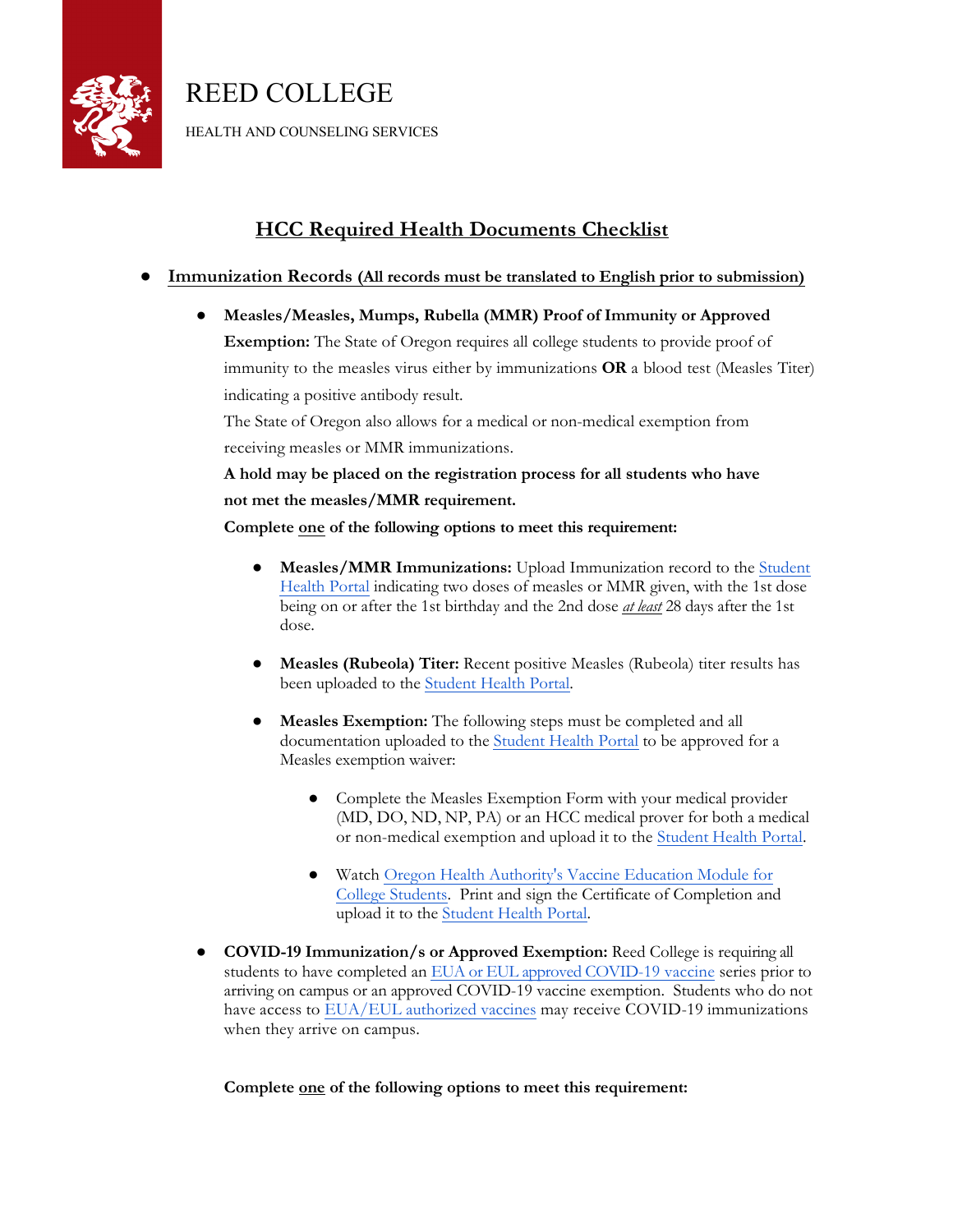# REED COLLEGE

HEALTH AND COUNSELING SERVICES

## HCC Required Health Documents Checklist

- **Immunization Records (All records must be translated to English prior to submission)**

  - **Measles/Measles, Mumps, Rubella (MMR) Proof of Immunity or Approved Exemption:** The State of Oregon requires all college students to provide proof of immunity to the measles virus either by immunizations **OR** a blood test (Measles Titer) indicating a positive antibody result.

    The State of Oregon also allows for a medical or non-medical exemption from receiving measles or MMR immunizations.

    **A hold may be placed on the registration process for all students who have not met the measles/MMR requirement.**

    **Complete one of the following options to meet this requirement:**

    - **Measles/MMR Immunizations:** Upload Immunization record to the Student Health Portal indicating two doses of measles or MMR given, with the 1st dose being on or after the 1st birthday and the 2nd dose *at least* 28 days after the 1st dose.

    - **Measles (Rubeola) Titer:** Recent positive Measles (Rubeola) titer results has been uploaded to the Student Health Portal.

    - **Measles Exemption:** The following steps must be completed and all documentation uploaded to the Student Health Portal to be approved for a Measles exemption waiver:

      - Complete the Measles Exemption Form with your medical provider (MD, DO, ND, NP, PA) or an HCC medical prover for both a medical or non-medical exemption and upload it to the Student Health Portal.

      - Watch Oregon Health Authority's Vaccine Education Module for College Students. Print and sign the Certificate of Completion and upload it to the Student Health Portal.

  - **COVID-19 Immunization/s or Approved Exemption:** Reed College is requiring all students to have completed an EUA or EUL approved COVID-19 vaccine series prior to arriving on campus or an approved COVID-19 vaccine exemption. Students who do not have access to EUA/EUL authorized vaccines may receive COVID-19 immunizations when they arrive on campus.

    **Complete one of the following options to meet this requirement:**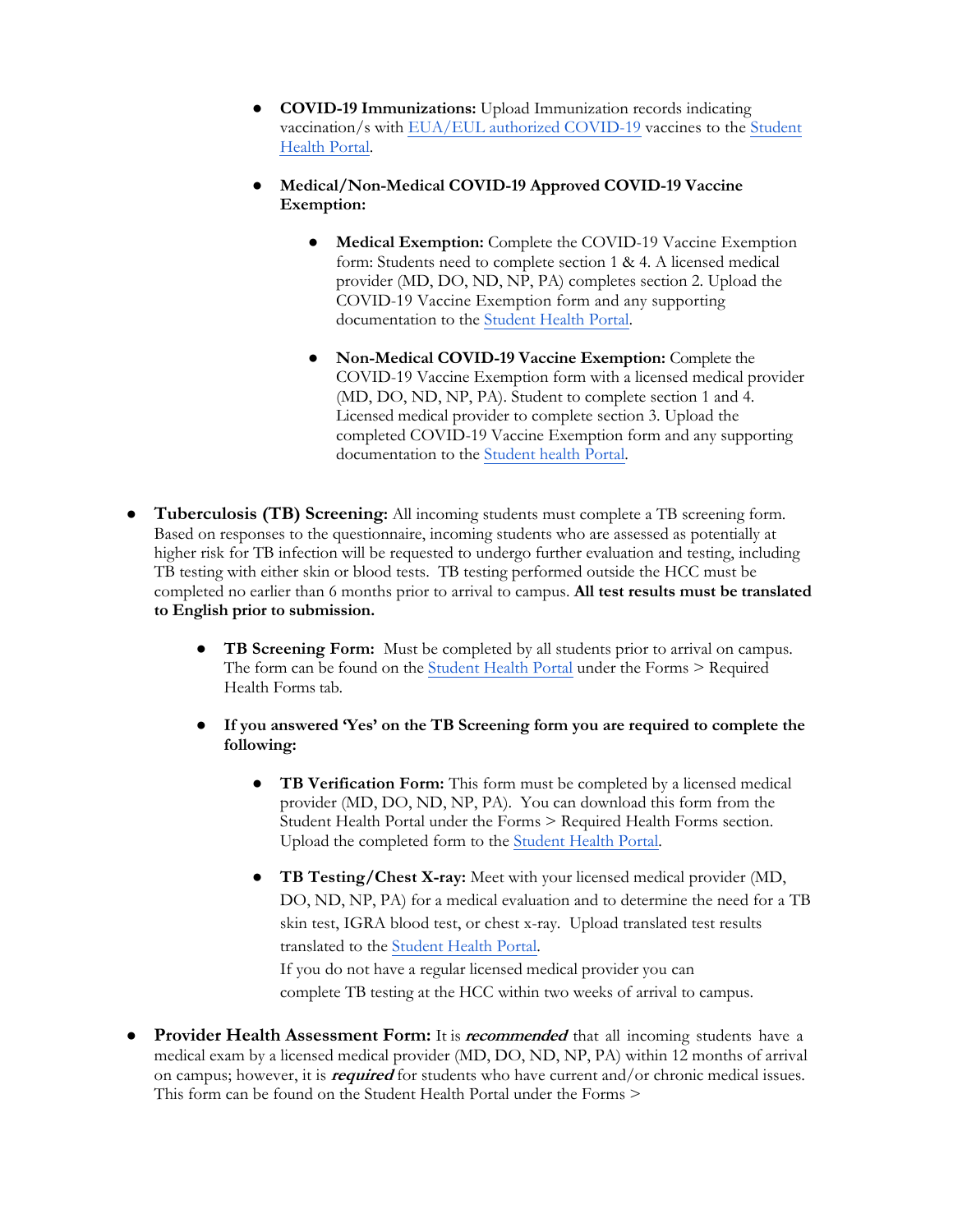- **COVID-19 Immunizations:** Upload Immunization records indicating vaccination/s with EUA/EUL authorized COVID-19 vaccines to the Student Health Portal.

- **Medical/Non-Medical COVID-19 Approved COVID-19 Vaccine Exemption:**

  - **Medical Exemption:** Complete the COVID-19 Vaccine Exemption form: Students need to complete section 1 & 4. A licensed medical provider (MD, DO, ND, NP, PA) completes section 2. Upload the COVID-19 Vaccine Exemption form and any supporting documentation to the Student Health Portal.

  - **Non-Medical COVID-19 Vaccine Exemption:** Complete the COVID-19 Vaccine Exemption form with a licensed medical provider (MD, DO, ND, NP, PA). Student to complete section 1 and 4. Licensed medical provider to complete section 3. Upload the completed COVID-19 Vaccine Exemption form and any supporting documentation to the Student health Portal.

- **Tuberculosis (TB) Screening:** All incoming students must complete a TB screening form. Based on responses to the questionnaire, incoming students who are assessed as potentially at higher risk for TB infection will be requested to undergo further evaluation and testing, including TB testing with either skin or blood tests. TB testing performed outside the HCC must be completed no earlier than 6 months prior to arrival to campus. **All test results must be translated to English prior to submission.**

  - **TB Screening Form:** Must be completed by all students prior to arrival on campus. The form can be found on the Student Health Portal under the Forms > Required Health Forms tab.

  - **If you answered 'Yes' on the TB Screening form you are required to complete the following:**

    - **TB Verification Form:** This form must be completed by a licensed medical provider (MD, DO, ND, NP, PA). You can download this form from the Student Health Portal under the Forms > Required Health Forms section. Upload the completed form to the Student Health Portal.

    - **TB Testing/Chest X-ray:** Meet with your licensed medical provider (MD, DO, ND, NP, PA) for a medical evaluation and to determine the need for a TB skin test, IGRA blood test, or chest x-ray. Upload translated test results translated to the Student Health Portal.
      If you do not have a regular licensed medical provider you can complete TB testing at the HCC within two weeks of arrival to campus.

- **Provider Health Assessment Form:** It is ***recommended*** that all incoming students have a medical exam by a licensed medical provider (MD, DO, ND, NP, PA) within 12 months of arrival on campus; however, it is ***required*** for students who have current and/or chronic medical issues. This form can be found on the Student Health Portal under the Forms >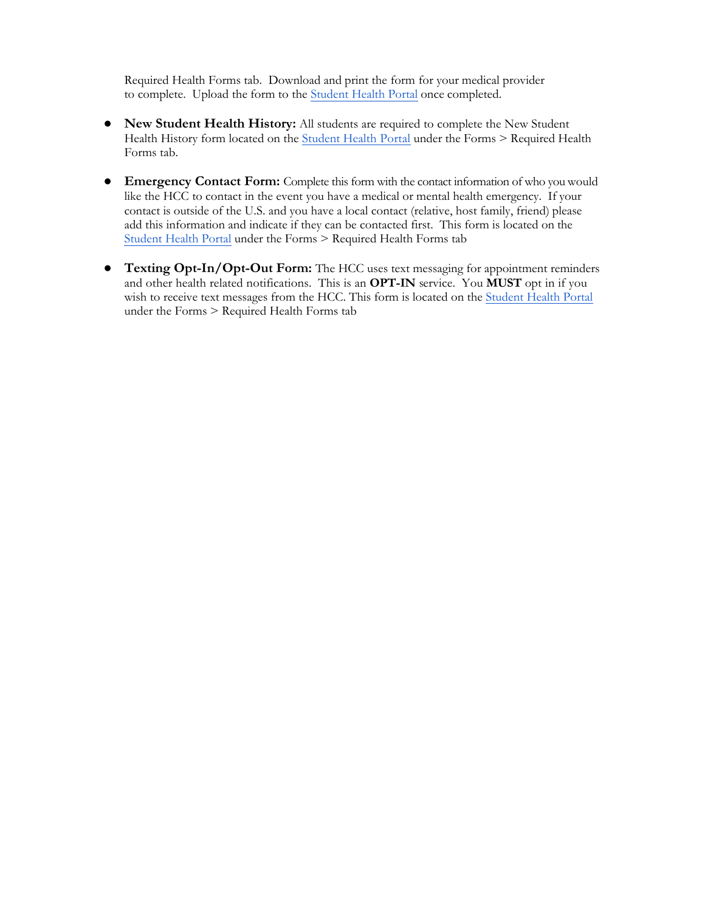Required Health Forms tab. Download and print the form for your medical provider to complete. Upload the form to the Student Health Portal once completed.

- **New Student Health History:** All students are required to complete the New Student Health History form located on the Student Health Portal under the Forms > Required Health Forms tab.

- **Emergency Contact Form:** Complete this form with the contact information of who you would like the HCC to contact in the event you have a medical or mental health emergency. If your contact is outside of the U.S. and you have a local contact (relative, host family, friend) please add this information and indicate if they can be contacted first. This form is located on the Student Health Portal under the Forms > Required Health Forms tab

- **Texting Opt-In/Opt-Out Form:** The HCC uses text messaging for appointment reminders and other health related notifications. This is an **OPT-IN** service. You **MUST** opt in if you wish to receive text messages from the HCC. This form is located on the Student Health Portal under the Forms > Required Health Forms tab